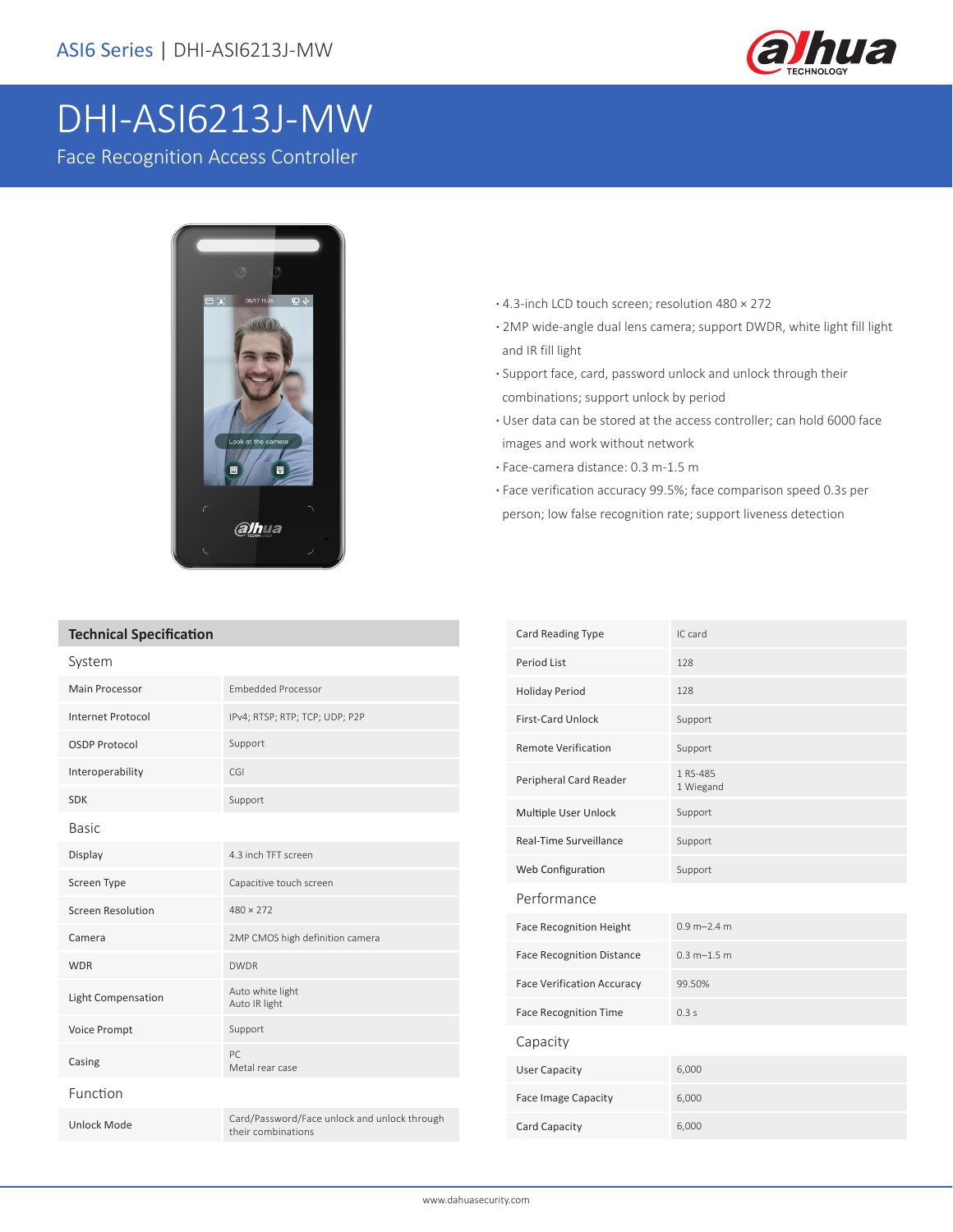# DHI-ASI6213J-MW

Face Recognition Access Controller

- 4.3-inch LCD touch screen; resolution 480 × 272
- 2MP wide-angle dual lens camera; support DWDR, white light fill light and IR fill light
- Support face, card, password unlock and unlock through their combinations; support unlock by period
- User data can be stored at the access controller; can hold 6000 face images and work without network
- Face-camera distance: 0.3 m-1.5 m
- Face verification accuracy 99.5%; face comparison speed 0.3s per person; low false recognition rate; support liveness detection

## Technical Specification

| Technical Specification | |
|---|---|
| **System** | |
| Main Processor | Embedded Processor |
| Internet Protocol | IPv4; RTSP; RTP; TCP; UDP; P2P |
| OSDP Protocol | Support |
| Interoperability | CGI |
| SDK | Support |
| **Basic** | |
| Display | 4.3 inch TFT screen |
| Screen Type | Capacitive touch screen |
| Screen Resolution | 480 × 272 |
| Camera | 2MP CMOS high definition camera |
| WDR | DWDR |
| Light Compensation | Auto white light<br>Auto IR light |
| Voice Prompt | Support |
| Casing | PC<br>Metal rear case |
| **Function** | |
| Unlock Mode | Card/Password/Face unlock and unlock through their combinations |
| Card Reading Type | IC card |
| Period List | 128 |
| Holiday Period | 128 |
| First-Card Unlock | Support |
| Remote Verification | Support |
| Peripheral Card Reader | 1 RS-485<br>1 Wiegand |
| Multiple User Unlock | Support |
| Real-Time Surveillance | Support |
| Web Configuration | Support |
| **Performance** | |
| Face Recognition Height | 0.9 m–2.4 m |
| Face Recognition Distance | 0.3 m–1.5 m |
| Face Verification Accuracy | 99.50% |
| Face Recognition Time | 0.3 s |
| **Capacity** | |
| User Capacity | 6,000 |
| Face Image Capacity | 6,000 |
| Card Capacity | 6,000 |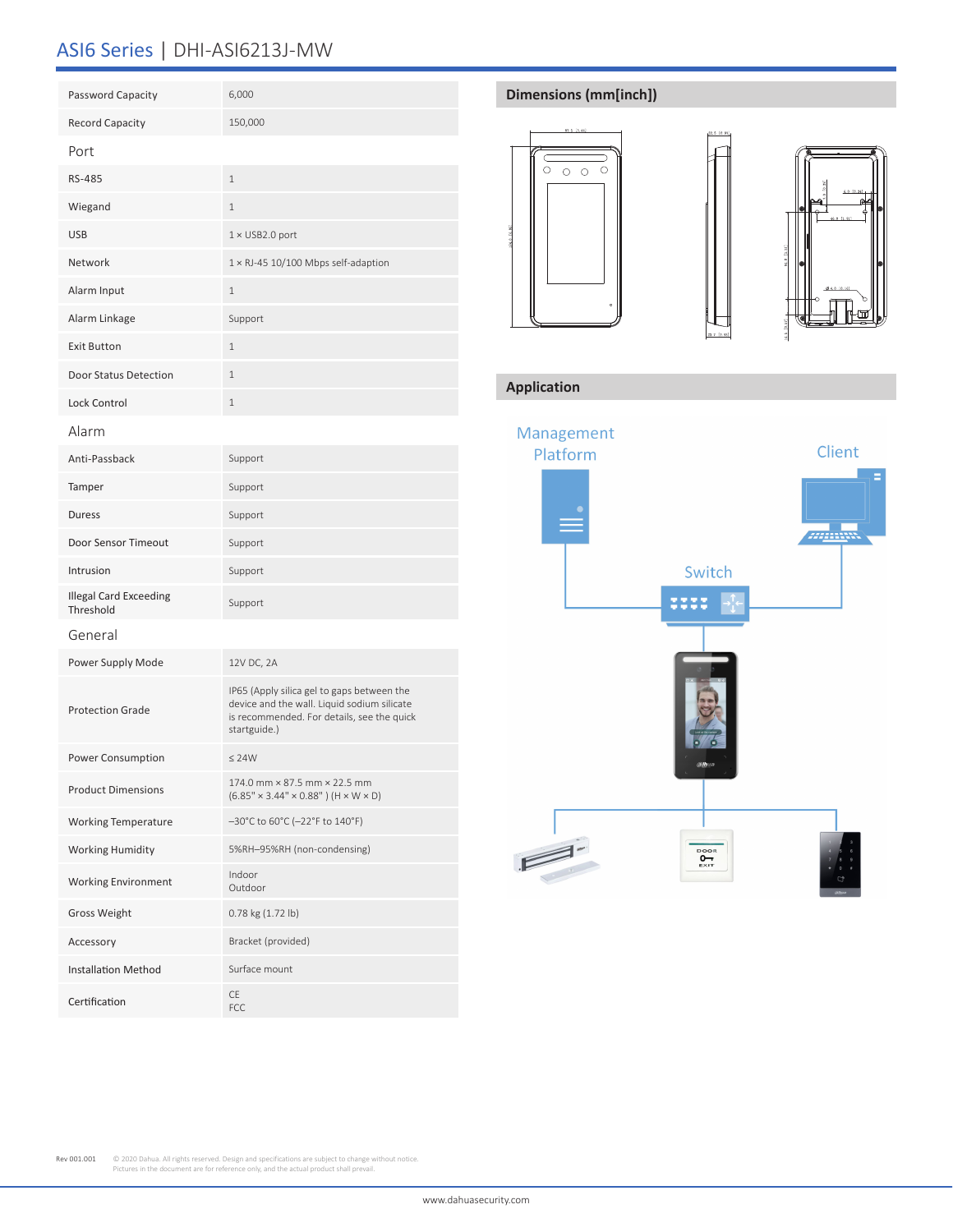# ASI6 Series | DHI-ASI6213J-MW

| | |
|---|---|
| Password Capacity | 6,000 |
| Record Capacity | 150,000 |
| **Port** | |
| RS-485 | 1 |
| Wiegand | 1 |
| USB | 1 × USB2.0 port |
| Network | 1 × RJ-45 10/100 Mbps self-adaption |
| Alarm Input | 1 |
| Alarm Linkage | Support |
| Exit Button | 1 |
| Door Status Detection | 1 |
| Lock Control | 1 |
| **Alarm** | |
| Anti-Passback | Support |
| Tamper | Support |
| Duress | Support |
| Door Sensor Timeout | Support |
| Intrusion | Support |
| Illegal Card Exceeding Threshold | Support |
| **General** | |
| Power Supply Mode | 12V DC, 2A |
| Protection Grade | IP65 (Apply silica gel to gaps between the device and the wall. Liquid sodium silicate is recommended. For details, see the quick startguide.) |
| Power Consumption | ≤ 24W |
| Product Dimensions | 174.0 mm × 87.5 mm × 22.5 mm (6.85" × 3.44" × 0.88" ) (H × W × D) |
| Working Temperature | –30°C to 60°C (–22°F to 140°F) |
| Working Humidity | 5%RH–95%RH (non-condensing) |
| Working Environment | Indoor<br>Outdoor |
| Gross Weight | 0.78 kg (1.72 lb) |
| Accessory | Bracket (provided) |
| Installation Method | Surface mount |
| Certification | CE<br>FCC |

## Dimensions (mm[inch])

## Application

Management Platform

Client

Switch

Rev 001.001 © 2020 Dahua. All rights reserved. Design and specifications are subject to change without notice. Pictures in the document are for reference only, and the actual product shall prevail.

www.dahuasecurity.com